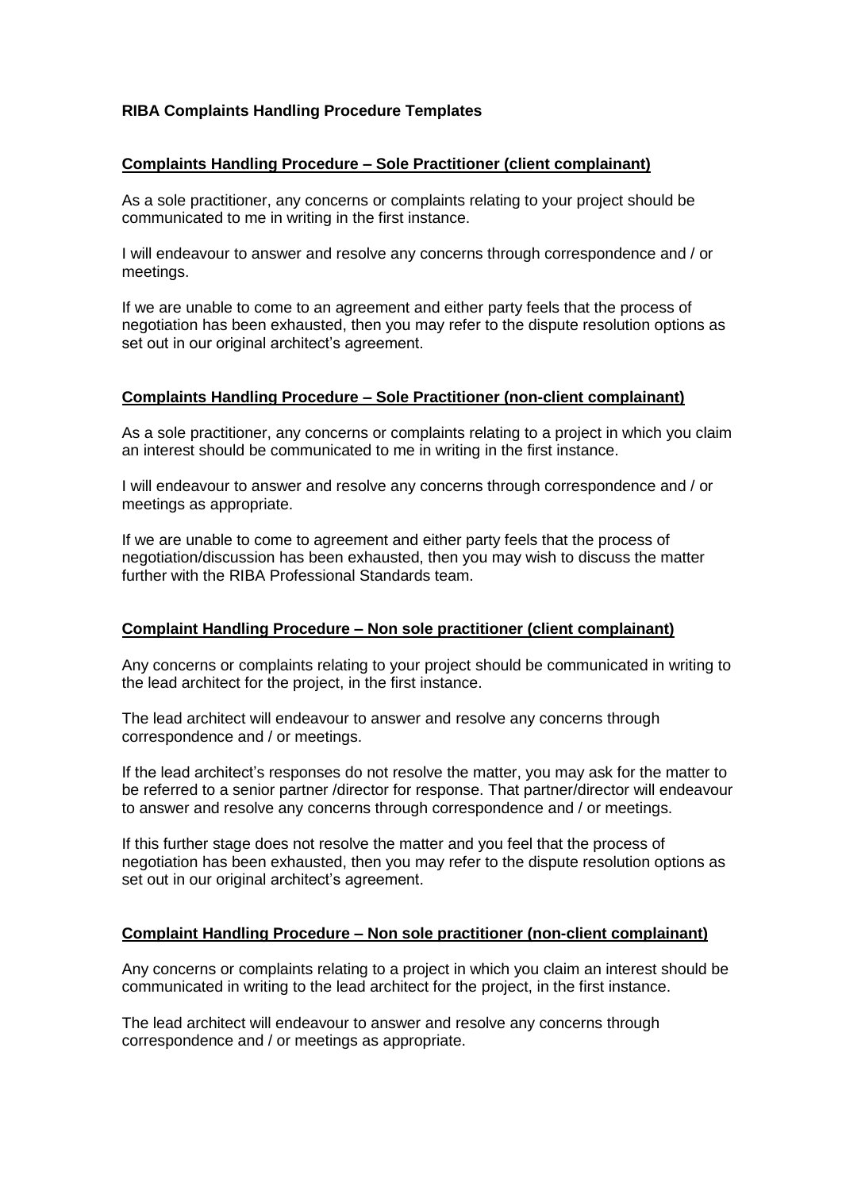**RIBA Complaints Handling Procedure Templates**

**Complaints Handling Procedure – Sole Practitioner (client complainant)**

As a sole practitioner, any concerns or complaints relating to your project should be communicated to me in writing in the first instance.

I will endeavour to answer and resolve any concerns through correspondence and / or meetings.

If we are unable to come to an agreement and either party feels that the process of negotiation has been exhausted, then you may refer to the dispute resolution options as set out in our original architect's agreement.

**Complaints Handling Procedure – Sole Practitioner (non-client complainant)**

As a sole practitioner, any concerns or complaints relating to a project in which you claim an interest should be communicated to me in writing in the first instance.

I will endeavour to answer and resolve any concerns through correspondence and / or meetings as appropriate.

If we are unable to come to agreement and either party feels that the process of negotiation/discussion has been exhausted, then you may wish to discuss the matter further with the RIBA Professional Standards team.

**Complaint Handling Procedure – Non sole practitioner (client complainant)**

Any concerns or complaints relating to your project should be communicated in writing to the lead architect for the project, in the first instance.

The lead architect will endeavour to answer and resolve any concerns through correspondence and / or meetings.

If the lead architect's responses do not resolve the matter, you may ask for the matter to be referred to a senior partner /director for response. That partner/director will endeavour to answer and resolve any concerns through correspondence and / or meetings.

If this further stage does not resolve the matter and you feel that the process of negotiation has been exhausted, then you may refer to the dispute resolution options as set out in our original architect's agreement.

**Complaint Handling Procedure – Non sole practitioner (non-client complainant)**

Any concerns or complaints relating to a project in which you claim an interest should be communicated in writing to the lead architect for the project, in the first instance.

The lead architect will endeavour to answer and resolve any concerns through correspondence and / or meetings as appropriate.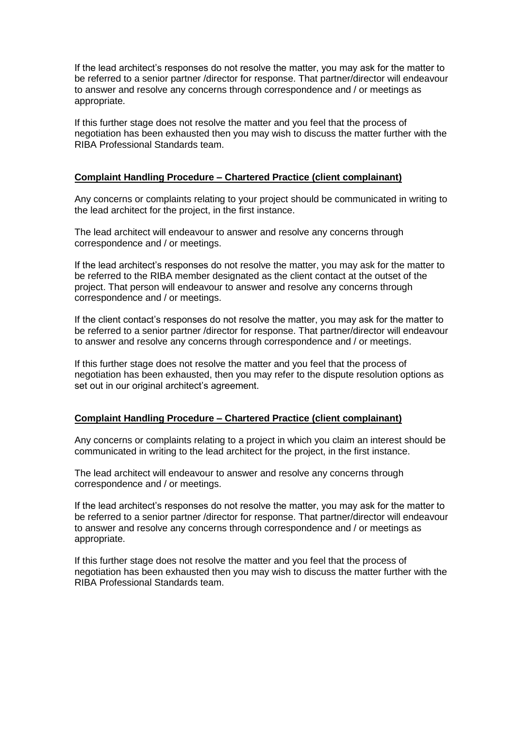If the lead architect's responses do not resolve the matter, you may ask for the matter to be referred to a senior partner /director for response. That partner/director will endeavour to answer and resolve any concerns through correspondence and / or meetings as appropriate.

If this further stage does not resolve the matter and you feel that the process of negotiation has been exhausted then you may wish to discuss the matter further with the RIBA Professional Standards team.

## <u>Complaint Handling Procedure – Chartered Practice (client complainant)</u>

Any concerns or complaints relating to your project should be communicated in writing to the lead architect for the project, in the first instance.

The lead architect will endeavour to answer and resolve any concerns through correspondence and / or meetings.

If the lead architect's responses do not resolve the matter, you may ask for the matter to be referred to the RIBA member designated as the client contact at the outset of the project. That person will endeavour to answer and resolve any concerns through correspondence and / or meetings.

If the client contact's responses do not resolve the matter, you may ask for the matter to be referred to a senior partner /director for response. That partner/director will endeavour to answer and resolve any concerns through correspondence and / or meetings.

If this further stage does not resolve the matter and you feel that the process of negotiation has been exhausted, then you may refer to the dispute resolution options as set out in our original architect's agreement.

## <u>Complaint Handling Procedure – Chartered Practice (client complainant)</u>

Any concerns or complaints relating to a project in which you claim an interest should be communicated in writing to the lead architect for the project, in the first instance.

The lead architect will endeavour to answer and resolve any concerns through correspondence and / or meetings.

If the lead architect's responses do not resolve the matter, you may ask for the matter to be referred to a senior partner /director for response. That partner/director will endeavour to answer and resolve any concerns through correspondence and / or meetings as appropriate.

If this further stage does not resolve the matter and you feel that the process of negotiation has been exhausted then you may wish to discuss the matter further with the RIBA Professional Standards team.